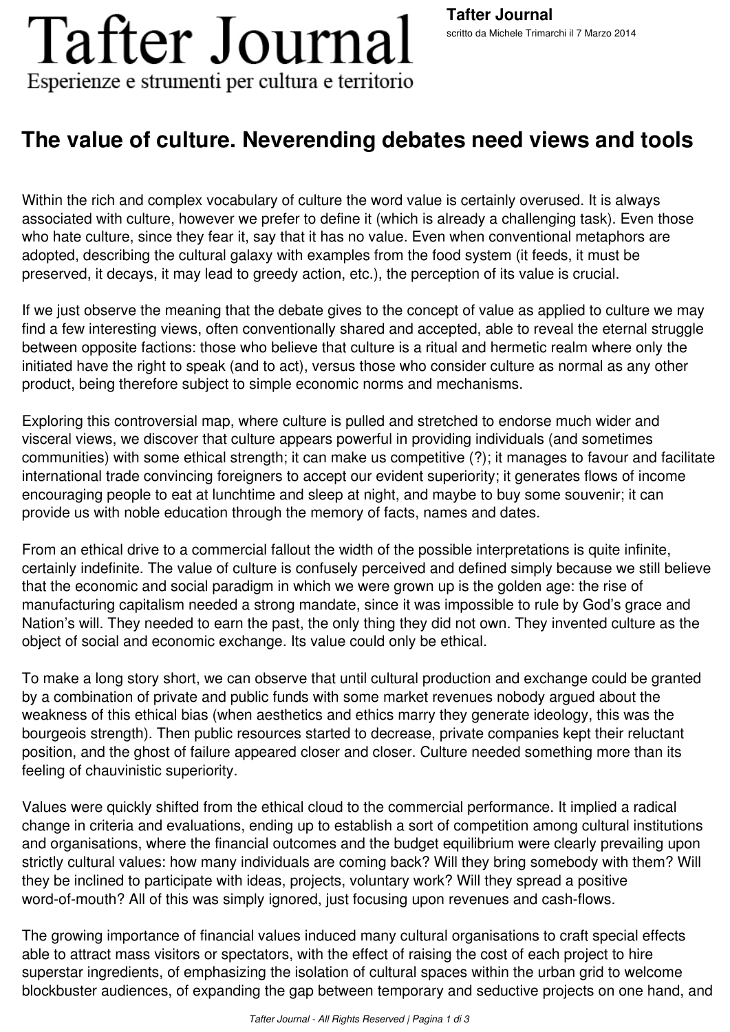# The value of culture. Neverending debates need views and tools

Within the rich and complex vocabulary of culture the word value is certainly overused. It is always associated with culture, however we prefer to define it (which is already a challenging task). Even those who hate culture, since they fear it, say that it has no value. Even when conventional metaphors are adopted, describing the cultural galaxy with examples from the food system (it feeds, it must be preserved, it decays, it may lead to greedy action, etc.), the perception of its value is crucial.

If we just observe the meaning that the debate gives to the concept of value as applied to culture we may find a few interesting views, often conventionally shared and accepted, able to reveal the eternal struggle between opposite factions: those who believe that culture is a ritual and hermetic realm where only the initiated have the right to speak (and to act), versus those who consider culture as normal as any other product, being therefore subject to simple economic norms and mechanisms.

Exploring this controversial map, where culture is pulled and stretched to endorse much wider and visceral views, we discover that culture appears powerful in providing individuals (and sometimes communities) with some ethical strength; it can make us competitive (?); it manages to favour and facilitate international trade convincing foreigners to accept our evident superiority; it generates flows of income encouraging people to eat at lunchtime and sleep at night, and maybe to buy some souvenir; it can provide us with noble education through the memory of facts, names and dates.

From an ethical drive to a commercial fallout the width of the possible interpretations is quite infinite, certainly indefinite. The value of culture is confusely perceived and defined simply because we still believe that the economic and social paradigm in which we were grown up is the golden age: the rise of manufacturing capitalism needed a strong mandate, since it was impossible to rule by God's grace and Nation's will. They needed to earn the past, the only thing they did not own. They invented culture as the object of social and economic exchange. Its value could only be ethical.

To make a long story short, we can observe that until cultural production and exchange could be granted by a combination of private and public funds with some market revenues nobody argued about the weakness of this ethical bias (when aesthetics and ethics marry they generate ideology, this was the bourgeois strength). Then public resources started to decrease, private companies kept their reluctant position, and the ghost of failure appeared closer and closer. Culture needed something more than its feeling of chauvinistic superiority.

Values were quickly shifted from the ethical cloud to the commercial performance. It implied a radical change in criteria and evaluations, ending up to establish a sort of competition among cultural institutions and organisations, where the financial outcomes and the budget equilibrium were clearly prevailing upon strictly cultural values: how many individuals are coming back? Will they bring somebody with them? Will they be inclined to participate with ideas, projects, voluntary work? Will they spread a positive word-of-mouth? All of this was simply ignored, just focusing upon revenues and cash-flows.

The growing importance of financial values induced many cultural organisations to craft special effects able to attract mass visitors or spectators, with the effect of raising the cost of each project to hire superstar ingredients, of emphasizing the isolation of cultural spaces within the urban grid to welcome blockbuster audiences, of expanding the gap between temporary and seductive projects on one hand, and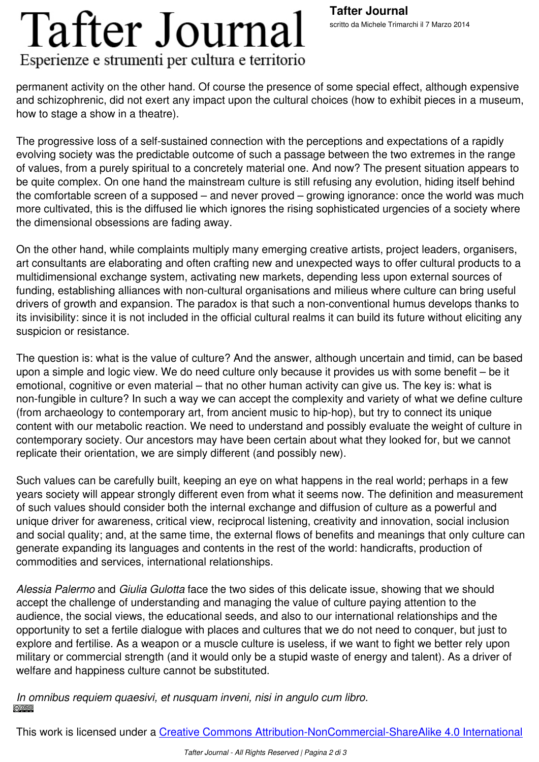permanent activity on the other hand. Of course the presence of some special effect, although expensive and schizophrenic, did not exert any impact upon the cultural choices (how to exhibit pieces in a museum, how to stage a show in a theatre).

The progressive loss of a self-sustained connection with the perceptions and expectations of a rapidly evolving society was the predictable outcome of such a passage between the two extremes in the range of values, from a purely spiritual to a concretely material one. And now? The present situation appears to be quite complex. On one hand the mainstream culture is still refusing any evolution, hiding itself behind the comfortable screen of a supposed – and never proved – growing ignorance: once the world was much more cultivated, this is the diffused lie which ignores the rising sophisticated urgencies of a society where the dimensional obsessions are fading away.

On the other hand, while complaints multiply many emerging creative artists, project leaders, organisers, art consultants are elaborating and often crafting new and unexpected ways to offer cultural products to a multidimensional exchange system, activating new markets, depending less upon external sources of funding, establishing alliances with non-cultural organisations and milieus where culture can bring useful drivers of growth and expansion. The paradox is that such a non-conventional humus develops thanks to its invisibility: since it is not included in the official cultural realms it can build its future without eliciting any suspicion or resistance.

The question is: what is the value of culture? And the answer, although uncertain and timid, can be based upon a simple and logic view. We do need culture only because it provides us with some benefit – be it emotional, cognitive or even material – that no other human activity can give us. The key is: what is non-fungible in culture? In such a way we can accept the complexity and variety of what we define culture (from archaeology to contemporary art, from ancient music to hip-hop), but try to connect its unique content with our metabolic reaction. We need to understand and possibly evaluate the weight of culture in contemporary society. Our ancestors may have been certain about what they looked for, but we cannot replicate their orientation, we are simply different (and possibly new).

Such values can be carefully built, keeping an eye on what happens in the real world; perhaps in a few years society will appear strongly different even from what it seems now. The definition and measurement of such values should consider both the internal exchange and diffusion of culture as a powerful and unique driver for awareness, critical view, reciprocal listening, creativity and innovation, social inclusion and social quality; and, at the same time, the external flows of benefits and meanings that only culture can generate expanding its languages and contents in the rest of the world: handicrafts, production of commodities and services, international relationships.

*Alessia Palermo* and *Giulia Gulotta* face the two sides of this delicate issue, showing that we should accept the challenge of understanding and managing the value of culture paying attention to the audience, the social views, the educational seeds, and also to our international relationships and the opportunity to set a fertile dialogue with places and cultures that we do not need to conquer, but just to explore and fertilise. As a weapon or a muscle culture is useless, if we want to fight we better rely upon military or commercial strength (and it would only be a stupid waste of energy and talent). As a driver of welfare and happiness culture cannot be substituted.

*In omnibus requiem quaesivi, et nusquam inveni, nisi in angulo cum libro.*

This work is licensed under a Creative Commons Attribution-NonCommercial-ShareAlike 4.0 International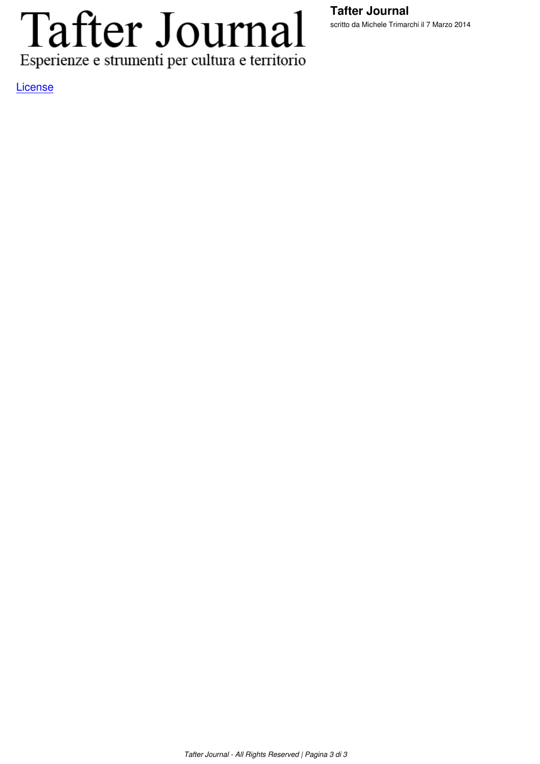License